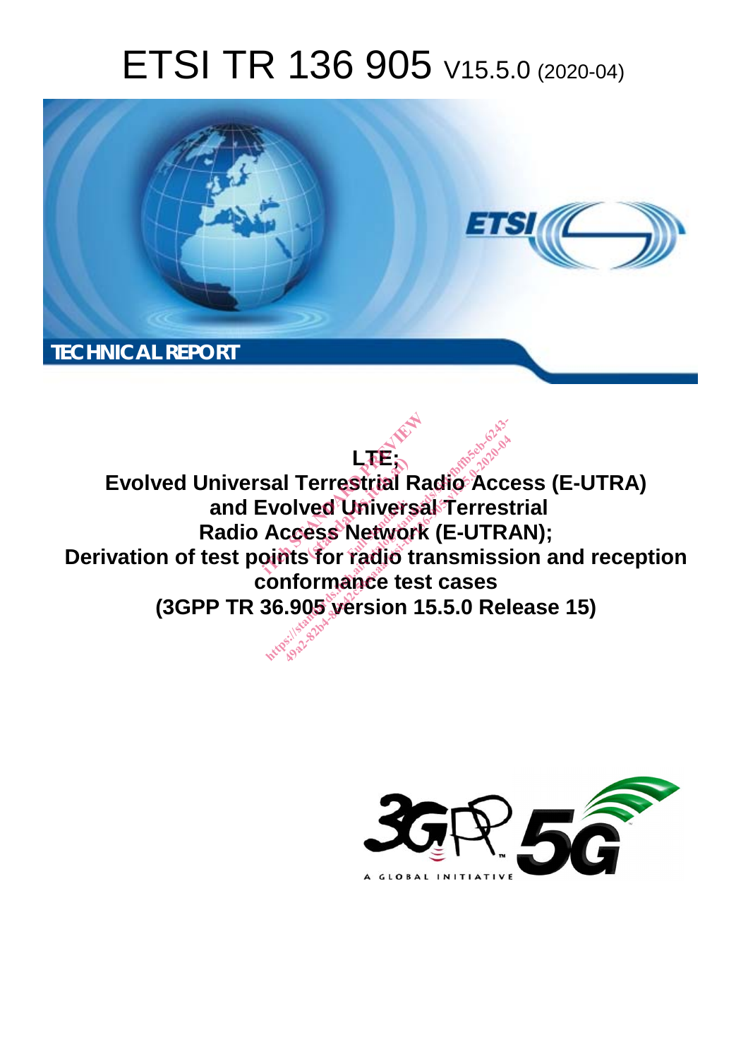# ETSI TR 136 905 V15.5.0 (2020-04)

TECHNICAL REPORT

**LTE;**
**Evolved Universal Terrestrial Radio Access (E-UTRA) and Evolved Universal Terrestrial Radio Access Network (E-UTRAN);**
**Derivation of test points for radio transmission and reception conformance test cases**
**(3GPP TR 36.905 version 15.5.0 Release 15)**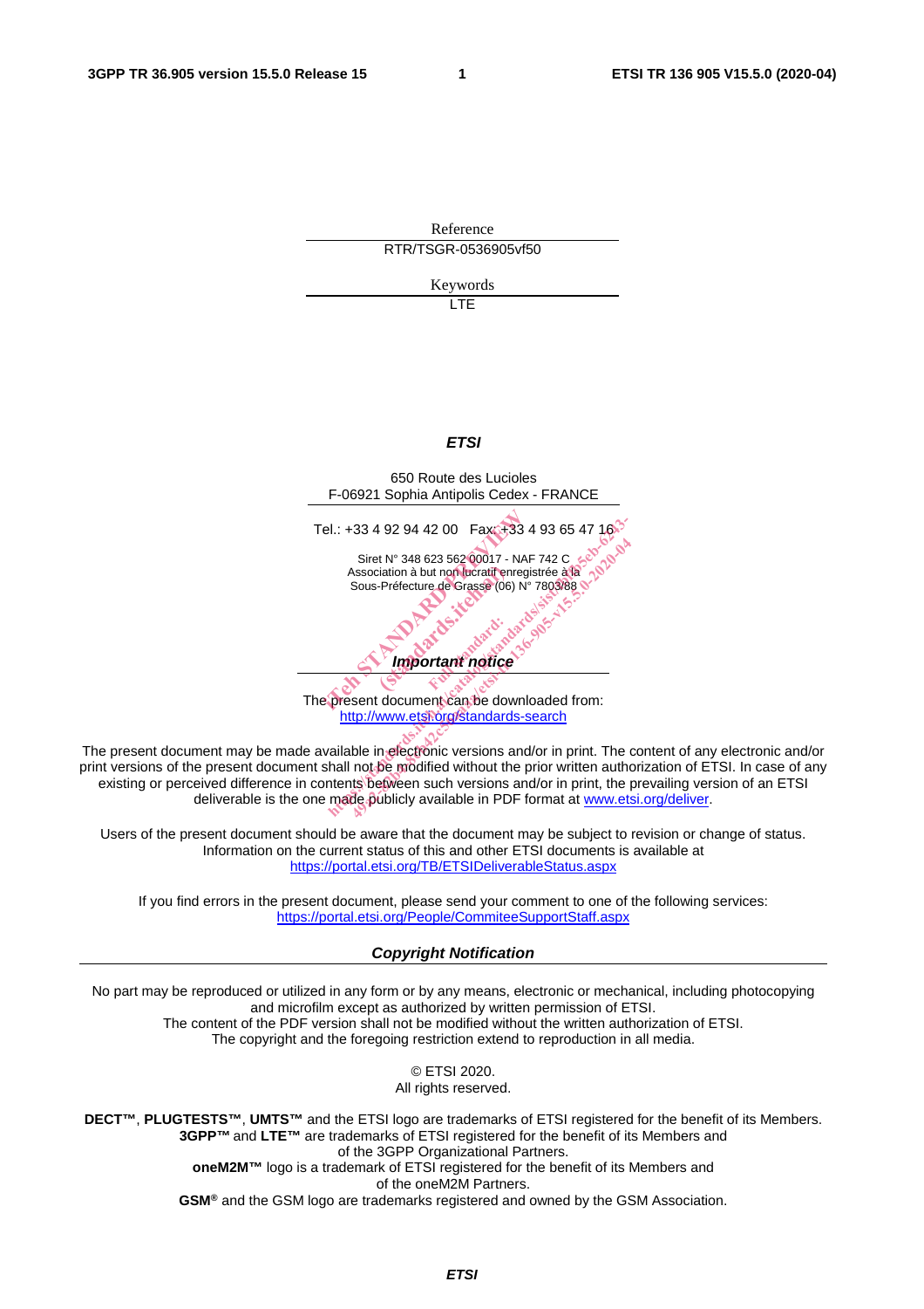Reference

RTR/TSGR-0536905vf50

Keywords

LTE

***ETSI***

650 Route des Lucioles
F-06921 Sophia Antipolis Cedex - FRANCE

Tel.: +33 4 92 94 42 00 Fax: +33 4 93 65 47 16

Siret N° 348 623 562 00017 - NAF 742 C
Association à but non lucratif enregistrée à la
Sous-Préfecture de Grasse (06) N° 7803/88

***Important notice***

The present document can be downloaded from:
http://www.etsi.org/standards-search

The present document may be made available in electronic versions and/or in print. The content of any electronic and/or print versions of the present document shall not be modified without the prior written authorization of ETSI. In case of any existing or perceived difference in contents between such versions and/or in print, the prevailing version of an ETSI deliverable is the one made publicly available in PDF format at www.etsi.org/deliver.

Users of the present document should be aware that the document may be subject to revision or change of status. Information on the current status of this and other ETSI documents is available at https://portal.etsi.org/TB/ETSIDeliverableStatus.aspx

If you find errors in the present document, please send your comment to one of the following services:
https://portal.etsi.org/People/CommiteeSupportStaff.aspx

***Copyright Notification***

No part may be reproduced or utilized in any form or by any means, electronic or mechanical, including photocopying and microfilm except as authorized by written permission of ETSI.
The content of the PDF version shall not be modified without the written authorization of ETSI.
The copyright and the foregoing restriction extend to reproduction in all media.

© ETSI 2020.
All rights reserved.

**DECT™**, **PLUGTESTS™**, **UMTS™** and the ETSI logo are trademarks of ETSI registered for the benefit of its Members.
**3GPP™** and **LTE™** are trademarks of ETSI registered for the benefit of its Members and of the 3GPP Organizational Partners.
**oneM2M™** logo is a trademark of ETSI registered for the benefit of its Members and of the oneM2M Partners.
**GSM**® and the GSM logo are trademarks registered and owned by the GSM Association.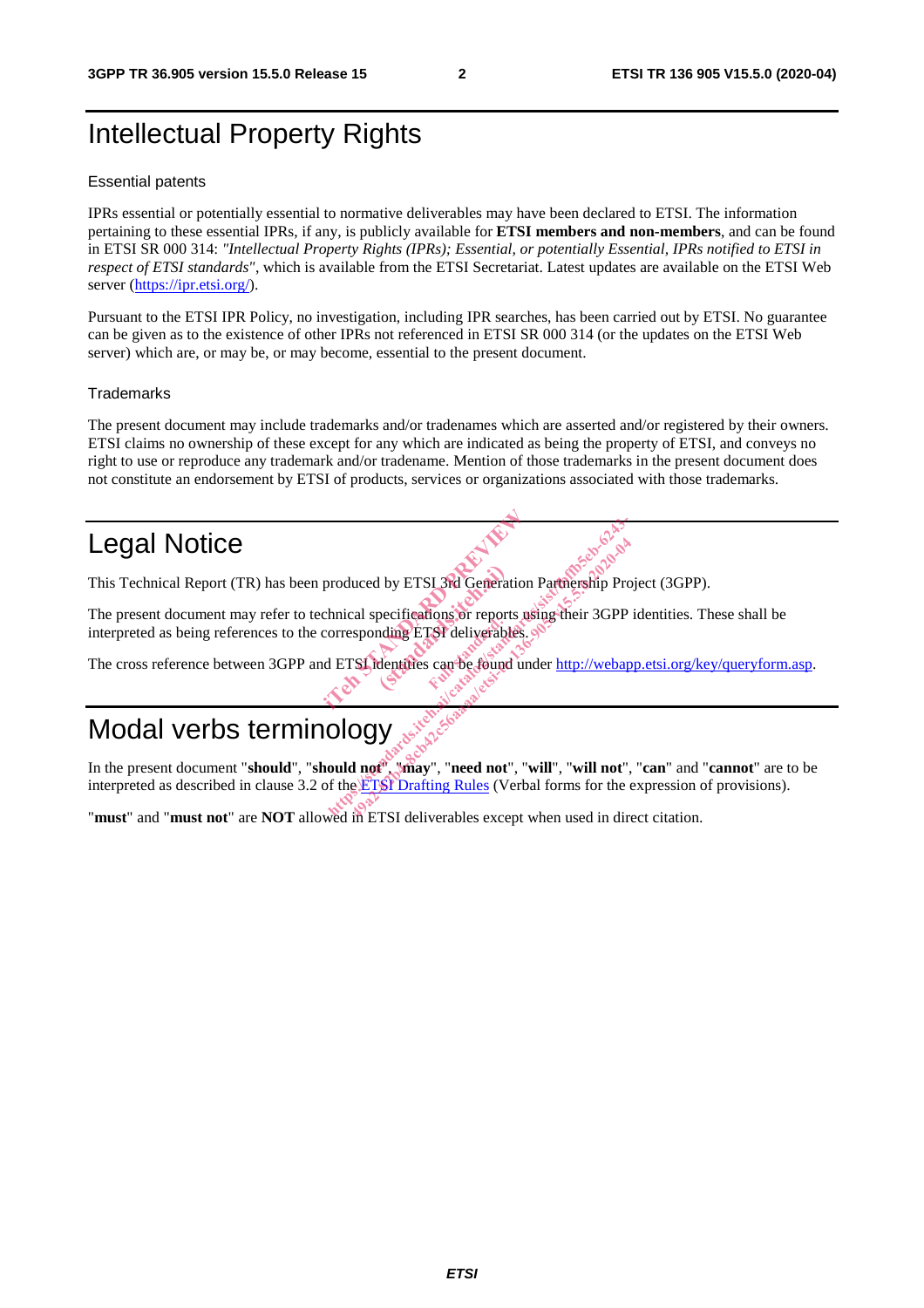# Intellectual Property Rights

## Essential patents

IPRs essential or potentially essential to normative deliverables may have been declared to ETSI. The information pertaining to these essential IPRs, if any, is publicly available for **ETSI members and non-members**, and can be found in ETSI SR 000 314: *"Intellectual Property Rights (IPRs); Essential, or potentially Essential, IPRs notified to ETSI in respect of ETSI standards"*, which is available from the ETSI Secretariat. Latest updates are available on the ETSI Web server (https://ipr.etsi.org/).

Pursuant to the ETSI IPR Policy, no investigation, including IPR searches, has been carried out by ETSI. No guarantee can be given as to the existence of other IPRs not referenced in ETSI SR 000 314 (or the updates on the ETSI Web server) which are, or may be, or may become, essential to the present document.

## Trademarks

The present document may include trademarks and/or tradenames which are asserted and/or registered by their owners. ETSI claims no ownership of these except for any which are indicated as being the property of ETSI, and conveys no right to use or reproduce any trademark and/or tradename. Mention of those trademarks in the present document does not constitute an endorsement by ETSI of products, services or organizations associated with those trademarks.

# Legal Notice

This Technical Report (TR) has been produced by ETSI 3rd Generation Partnership Project (3GPP).

The present document may refer to technical specifications or reports using their 3GPP identities. These shall be interpreted as being references to the corresponding ETSI deliverables.

The cross reference between 3GPP and ETSI identities can be found under http://webapp.etsi.org/key/queryform.asp.

# Modal verbs terminology

In the present document "**should**", "**should not**", "**may**", "**need not**", "**will**", "**will not**", "**can**" and "**cannot**" are to be interpreted as described in clause 3.2 of the ETSI Drafting Rules (Verbal forms for the expression of provisions).

"**must**" and "**must not**" are **NOT** allowed in ETSI deliverables except when used in direct citation.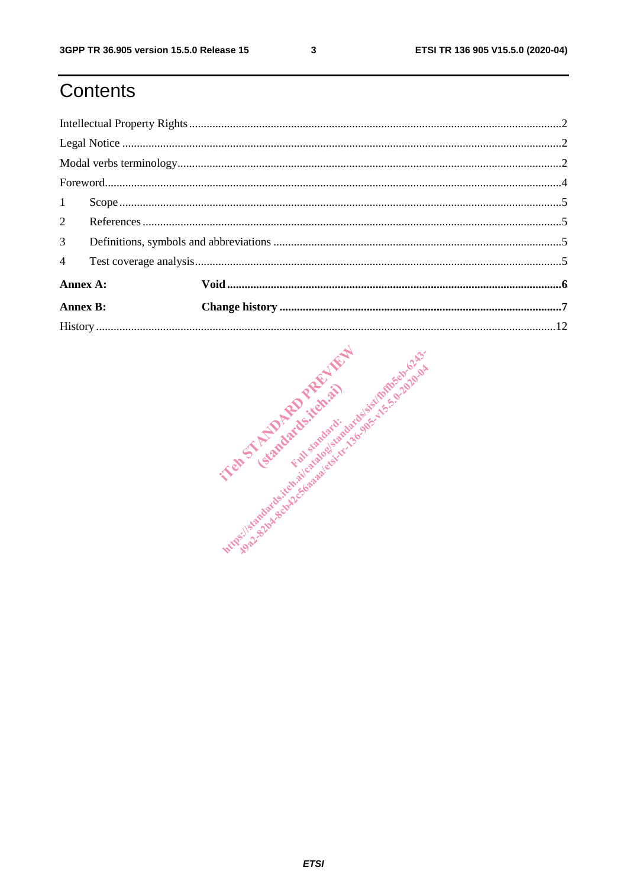# Contents

Intellectual Property Rights ..................................................................................................................2

Legal Notice ............................................................................................................................................2

Modal verbs terminology........................................................................................................................2

Foreword..................................................................................................................................................4

1 Scope ....................................................................................................................................................5

2 References ............................................................................................................................................5

3 Definitions, symbols and abbreviations ...............................................................................................5

4 Test coverage analysis...........................................................................................................................5

**Annex A: Void** .......................................................................................................................................**6**

**Annex B: Change history** ......................................................................................................................**7**

History ....................................................................................................................................................12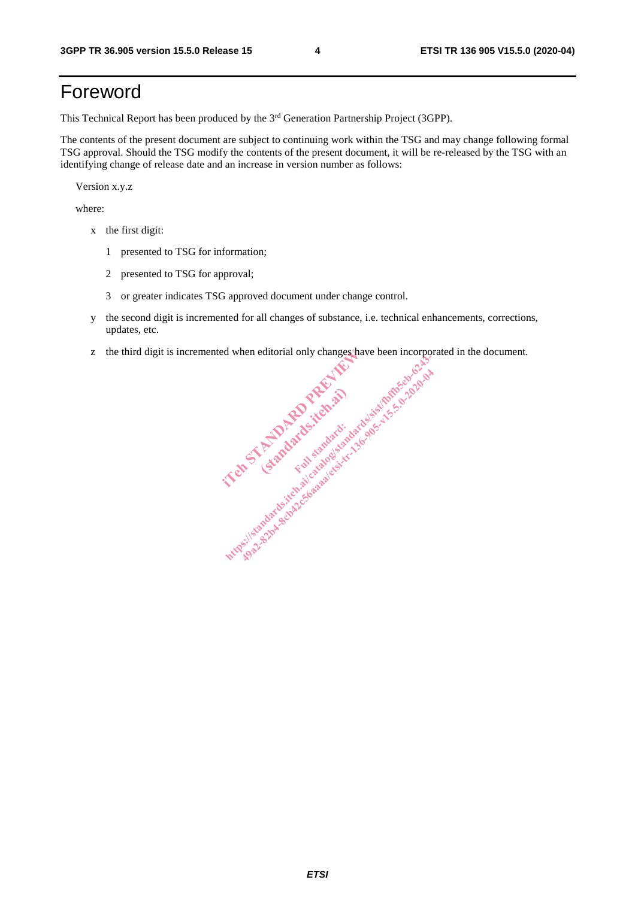# Foreword

This Technical Report has been produced by the 3rd Generation Partnership Project (3GPP).

The contents of the present document are subject to continuing work within the TSG and may change following formal TSG approval. Should the TSG modify the contents of the present document, it will be re-released by the TSG with an identifying change of release date and an increase in version number as follows:

Version x.y.z

where:

x the first digit:

1 presented to TSG for information;

2 presented to TSG for approval;

3 or greater indicates TSG approved document under change control.

y the second digit is incremented for all changes of substance, i.e. technical enhancements, corrections, updates, etc.

z the third digit is incremented when editorial only changes have been incorporated in the document.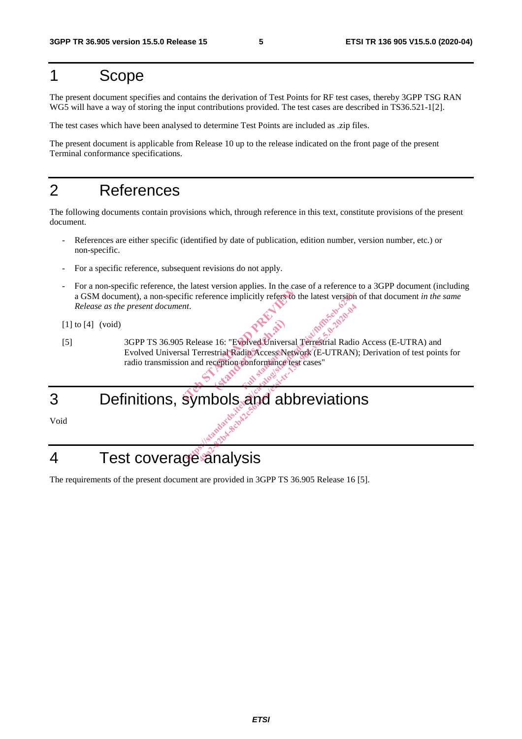# 1 Scope

The present document specifies and contains the derivation of Test Points for RF test cases, thereby 3GPP TSG RAN WG5 will have a way of storing the input contributions provided. The test cases are described in TS36.521-1[2].

The test cases which have been analysed to determine Test Points are included as .zip files.

The present document is applicable from Release 10 up to the release indicated on the front page of the present Terminal conformance specifications.

# 2 References

The following documents contain provisions which, through reference in this text, constitute provisions of the present document.

- References are either specific (identified by date of publication, edition number, version number, etc.) or non-specific.
- For a specific reference, subsequent revisions do not apply.
- For a non-specific reference, the latest version applies. In the case of a reference to a 3GPP document (including a GSM document), a non-specific reference implicitly refers to the latest version of that document *in the same Release as the present document*.

[1] to [4] (void)

[5] 3GPP TS 36.905 Release 16: "Evolved Universal Terrestrial Radio Access (E-UTRA) and Evolved Universal Terrestrial Radio Access Network (E-UTRAN); Derivation of test points for radio transmission and reception conformance test cases"

# 3 Definitions, symbols and abbreviations

Void

# 4 Test coverage analysis

The requirements of the present document are provided in 3GPP TS 36.905 Release 16 [5].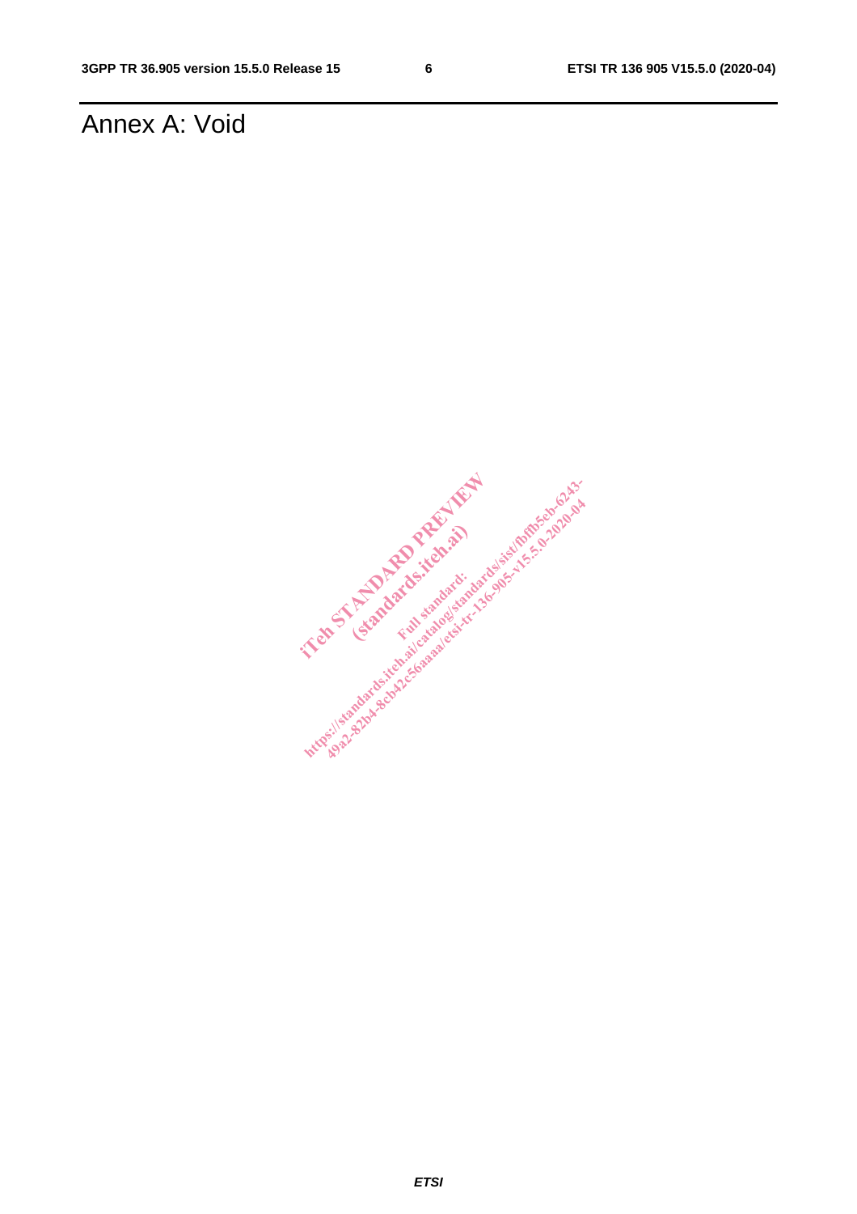# Annex A: Void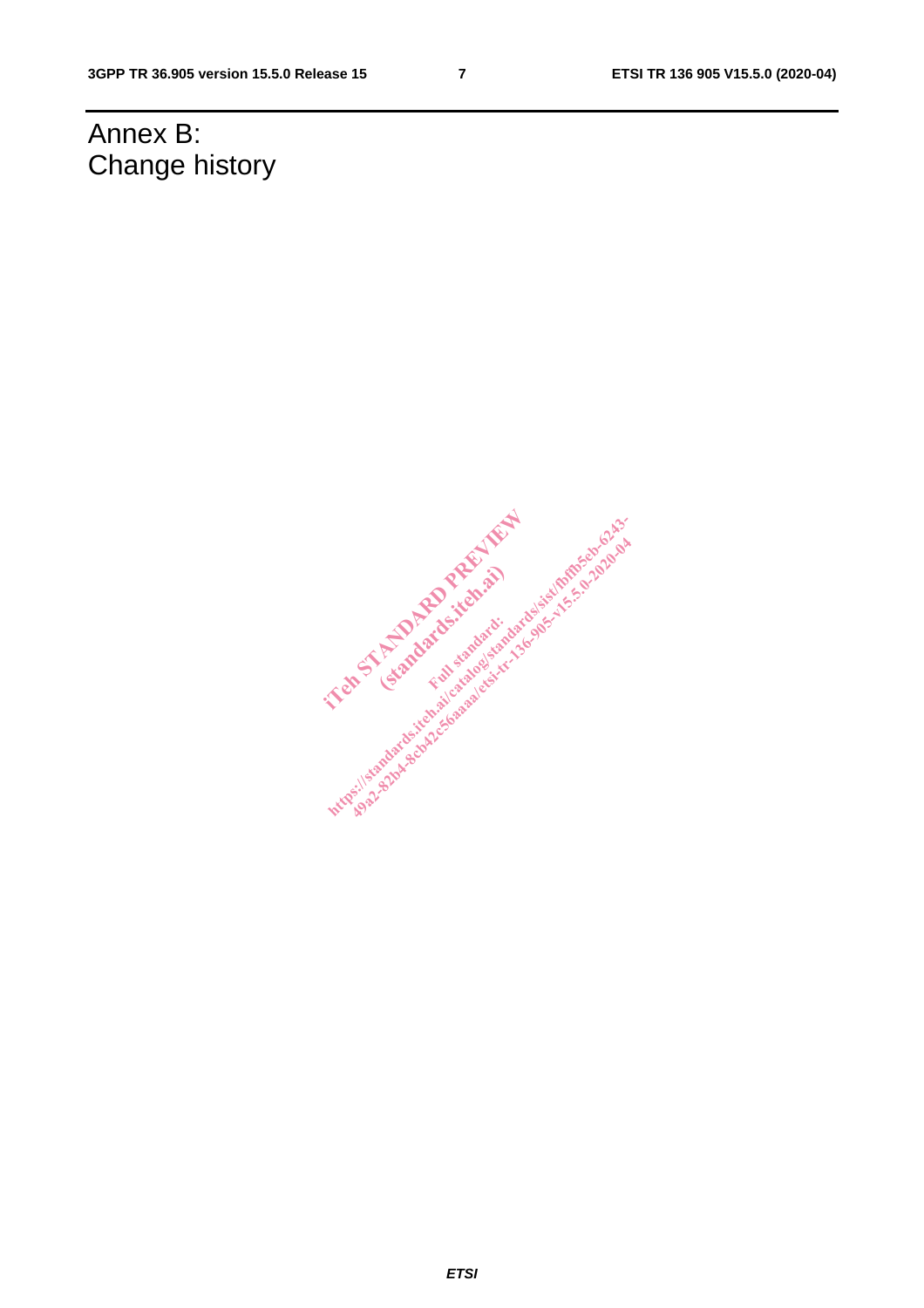# Annex B: Change history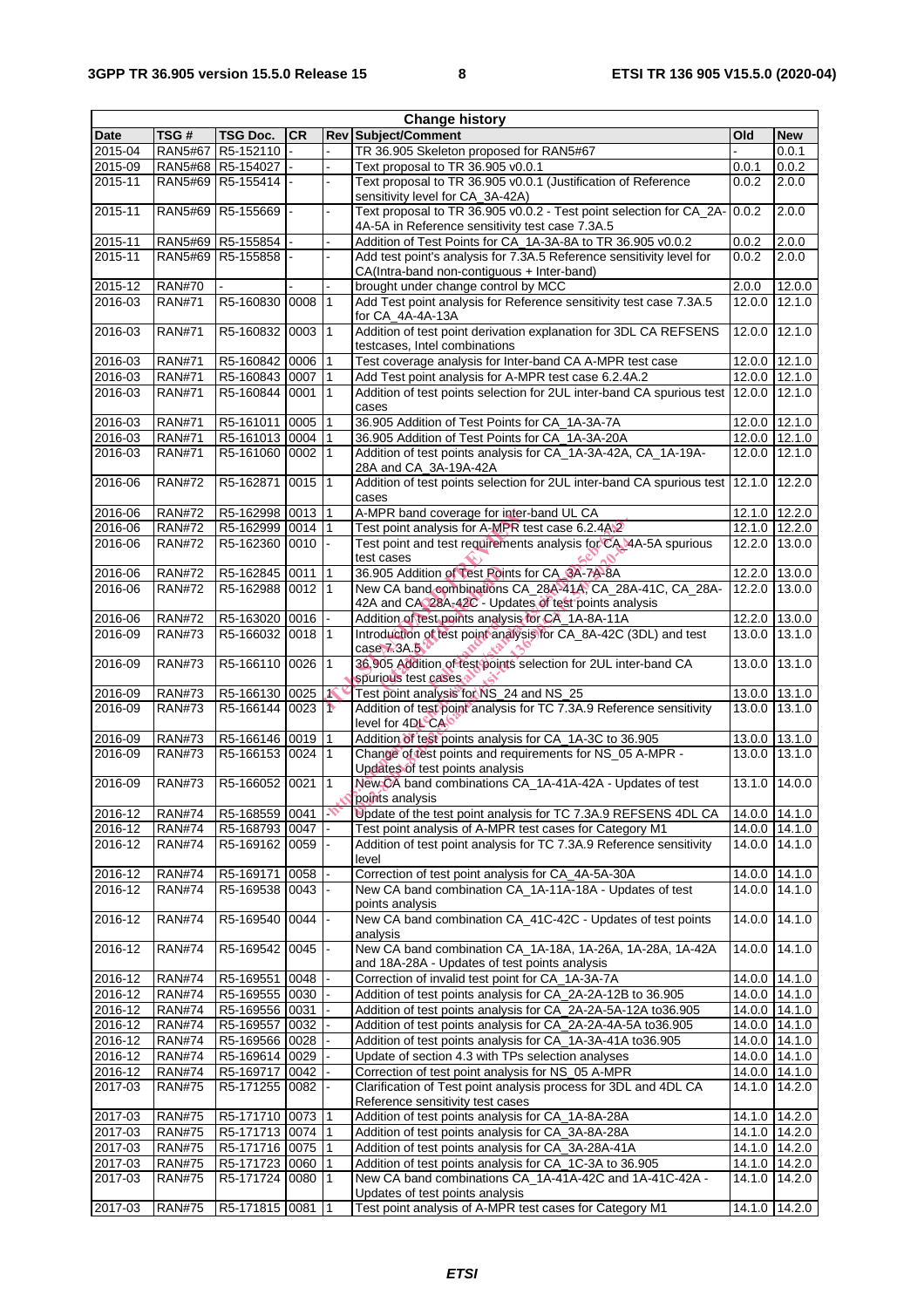| Change history | | | | | | | |
|---|---|---|---|---|---|---|---|
| Date | TSG # | TSG Doc. | CR | Rev | Subject/Comment | Old | New |
| 2015-04 | RAN5#67 | R5-152110 | - | - | TR 36.905 Skeleton proposed for RAN5#67 | - | 0.0.1 |
| 2015-09 | RAN5#68 | R5-154027 | - | - | Text proposal to TR 36.905 v0.0.1 | 0.0.1 | 0.0.2 |
| 2015-11 | RAN5#69 | R5-155414 | - | - | Text proposal to TR 36.905 v0.0.1 (Justification of Reference sensitivity level for CA_3A-42A) | 0.0.2 | 2.0.0 |
| 2015-11 | RAN5#69 | R5-155669 | - | - | Text proposal to TR 36.905 v0.0.2 - Test point selection for CA_2A-4A-5A in Reference sensitivity test case 7.3A.5 | 0.0.2 | 2.0.0 |
| 2015-11 | RAN5#69 | R5-155854 | - | - | Addition of Test Points for CA_1A-3A-8A to TR 36.905 v0.0.2 | 0.0.2 | 2.0.0 |
| 2015-11 | RAN5#69 | R5-155858 | - | - | Add test point's analysis for 7.3A.5 Reference sensitivity level for CA(Intra-band non-contiguous + Inter-band) | 0.0.2 | 2.0.0 |
| 2015-12 | RAN#70 | - | - | - | brought under change control by MCC | 2.0.0 | 12.0.0 |
| 2016-03 | RAN#71 | R5-160830 | 0008 | 1 | Add Test point analysis for Reference sensitivity test case 7.3A.5 for CA_4A-4A-13A | 12.0.0 | 12.1.0 |
| 2016-03 | RAN#71 | R5-160832 | 0003 | 1 | Addition of test point derivation explanation for 3DL CA REFSENS testcases, Intel combinations | 12.0.0 | 12.1.0 |
| 2016-03 | RAN#71 | R5-160842 | 0006 | 1 | Test coverage analysis for Inter-band CA A-MPR test case | 12.0.0 | 12.1.0 |
| 2016-03 | RAN#71 | R5-160843 | 0007 | 1 | Add Test point analysis for A-MPR test case 6.2.4A.2 | 12.0.0 | 12.1.0 |
| 2016-03 | RAN#71 | R5-160844 | 0001 | 1 | Addition of test points selection for 2UL inter-band CA spurious test cases | 12.0.0 | 12.1.0 |
| 2016-03 | RAN#71 | R5-161011 | 0005 | 1 | 36.905 Addition of Test Points for CA_1A-3A-7A | 12.0.0 | 12.1.0 |
| 2016-03 | RAN#71 | R5-161013 | 0004 | 1 | 36.905 Addition of Test Points for CA_1A-3A-20A | 12.0.0 | 12.1.0 |
| 2016-03 | RAN#71 | R5-161060 | 0002 | 1 | Addition of test points analysis for CA_1A-3A-42A, CA_1A-19A-28A and CA_3A-19A-42A | 12.0.0 | 12.1.0 |
| 2016-06 | RAN#72 | R5-162871 | 0015 | 1 | Addition of test points selection for 2UL inter-band CA spurious test cases | 12.1.0 | 12.2.0 |
| 2016-06 | RAN#72 | R5-162998 | 0013 | 1 | A-MPR band coverage for inter-band UL CA | 12.1.0 | 12.2.0 |
| 2016-06 | RAN#72 | R5-162999 | 0014 | 1 | Test point analysis for A-MPR test case 6.2.4A.2 | 12.1.0 | 12.2.0 |
| 2016-06 | RAN#72 | R5-162360 | 0010 | - | Test point and test requirements analysis for CA_4A-5A spurious test cases | 12.2.0 | 13.0.0 |
| 2016-06 | RAN#72 | R5-162845 | 0011 | 1 | 36.905 Addition of Test Points for CA_3A-7A-8A | 12.2.0 | 13.0.0 |
| 2016-06 | RAN#72 | R5-162988 | 0012 | 1 | New CA band combinations CA_28A-41A, CA_28A-41C, CA_28A-42A and CA_28A-42C - Updates of test points analysis | 12.2.0 | 13.0.0 |
| 2016-06 | RAN#72 | R5-163020 | 0016 | - | Addition of test points analysis for CA_1A-8A-11A | 12.2.0 | 13.0.0 |
| 2016-09 | RAN#73 | R5-166032 | 0018 | 1 | Introduction of test point analysis for CA_8A-42C (3DL) and test case 7.3A.5 | 13.0.0 | 13.1.0 |
| 2016-09 | RAN#73 | R5-166110 | 0026 | 1 | 36.905 Addition of test points selection for 2UL inter-band CA spurious test cases | 13.0.0 | 13.1.0 |
| 2016-09 | RAN#73 | R5-166130 | 0025 | 1 | Test point analysis for NS_24 and NS_25 | 13.0.0 | 13.1.0 |
| 2016-09 | RAN#73 | R5-166144 | 0023 | 1 | Addition of test point analysis for TC 7.3A.9 Reference sensitivity level for 4DL CA | 13.0.0 | 13.1.0 |
| 2016-09 | RAN#73 | R5-166146 | 0019 | 1 | Addition of test points analysis for CA_1A-3C to 36.905 | 13.0.0 | 13.1.0 |
| 2016-09 | RAN#73 | R5-166153 | 0024 | 1 | Change of test points and requirements for NS_05 A-MPR - Updates of test points analysis | 13.0.0 | 13.1.0 |
| 2016-09 | RAN#73 | R5-166052 | 0021 | 1 | New CA band combinations CA_1A-41A-42A - Updates of test points analysis | 13.1.0 | 14.0.0 |
| 2016-12 | RAN#74 | R5-168559 | 0041 | - | Update of the test point analysis for TC 7.3A.9 REFSENS 4DL CA | 14.0.0 | 14.1.0 |
| 2016-12 | RAN#74 | R5-168793 | 0047 | - | Test point analysis of A-MPR test cases for Category M1 | 14.0.0 | 14.1.0 |
| 2016-12 | RAN#74 | R5-169162 | 0059 | - | Addition of test point analysis for TC 7.3A.9 Reference sensitivity level | 14.0.0 | 14.1.0 |
| 2016-12 | RAN#74 | R5-169171 | 0058 | - | Correction of test point analysis for CA_4A-5A-30A | 14.0.0 | 14.1.0 |
| 2016-12 | RAN#74 | R5-169538 | 0043 | - | New CA band combination CA_1A-11A-18A - Updates of test points analysis | 14.0.0 | 14.1.0 |
| 2016-12 | RAN#74 | R5-169540 | 0044 | - | New CA band combination CA_41C-42C - Updates of test points analysis | 14.0.0 | 14.1.0 |
| 2016-12 | RAN#74 | R5-169542 | 0045 | - | New CA band combination CA_1A-18A, 1A-26A, 1A-28A, 1A-42A and 18A-28A - Updates of test points analysis | 14.0.0 | 14.1.0 |
| 2016-12 | RAN#74 | R5-169551 | 0048 | - | Correction of invalid test point for CA_1A-3A-7A | 14.0.0 | 14.1.0 |
| 2016-12 | RAN#74 | R5-169555 | 0030 | - | Addition of test points analysis for CA_2A-2A-12B to 36.905 | 14.0.0 | 14.1.0 |
| 2016-12 | RAN#74 | R5-169556 | 0031 | - | Addition of test points analysis for CA_2A-2A-5A-12A to36.905 | 14.0.0 | 14.1.0 |
| 2016-12 | RAN#74 | R5-169557 | 0032 | - | Addition of test points analysis for CA_2A-2A-4A-5A to36.905 | 14.0.0 | 14.1.0 |
| 2016-12 | RAN#74 | R5-169566 | 0028 | - | Addition of test points analysis for CA_1A-3A-41A to36.905 | 14.0.0 | 14.1.0 |
| 2016-12 | RAN#74 | R5-169614 | 0029 | - | Update of section 4.3 with TPs selection analyses | 14.0.0 | 14.1.0 |
| 2016-12 | RAN#74 | R5-169717 | 0042 | - | Correction of test point analysis for NS_05 A-MPR | 14.0.0 | 14.1.0 |
| 2017-03 | RAN#75 | R5-171255 | 0082 | - | Clarification of Test point analysis process for 3DL and 4DL CA Reference sensitivity test cases | 14.1.0 | 14.2.0 |
| 2017-03 | RAN#75 | R5-171710 | 0073 | 1 | Addition of test points analysis for CA_1A-8A-28A | 14.1.0 | 14.2.0 |
| 2017-03 | RAN#75 | R5-171713 | 0074 | 1 | Addition of test points analysis for CA_3A-8A-28A | 14.1.0 | 14.2.0 |
| 2017-03 | RAN#75 | R5-171716 | 0075 | 1 | Addition of test points analysis for CA_3A-28A-41A | 14.1.0 | 14.2.0 |
| 2017-03 | RAN#75 | R5-171723 | 0060 | 1 | Addition of test points analysis for CA_1C-3A to 36.905 | 14.1.0 | 14.2.0 |
| 2017-03 | RAN#75 | R5-171724 | 0080 | 1 | New CA band combinations CA_1A-41A-42C and 1A-41C-42A - Updates of test points analysis | 14.1.0 | 14.2.0 |
| 2017-03 | RAN#75 | R5-171815 | 0081 | 1 | Test point analysis of A-MPR test cases for Category M1 | 14.1.0 | 14.2.0 |